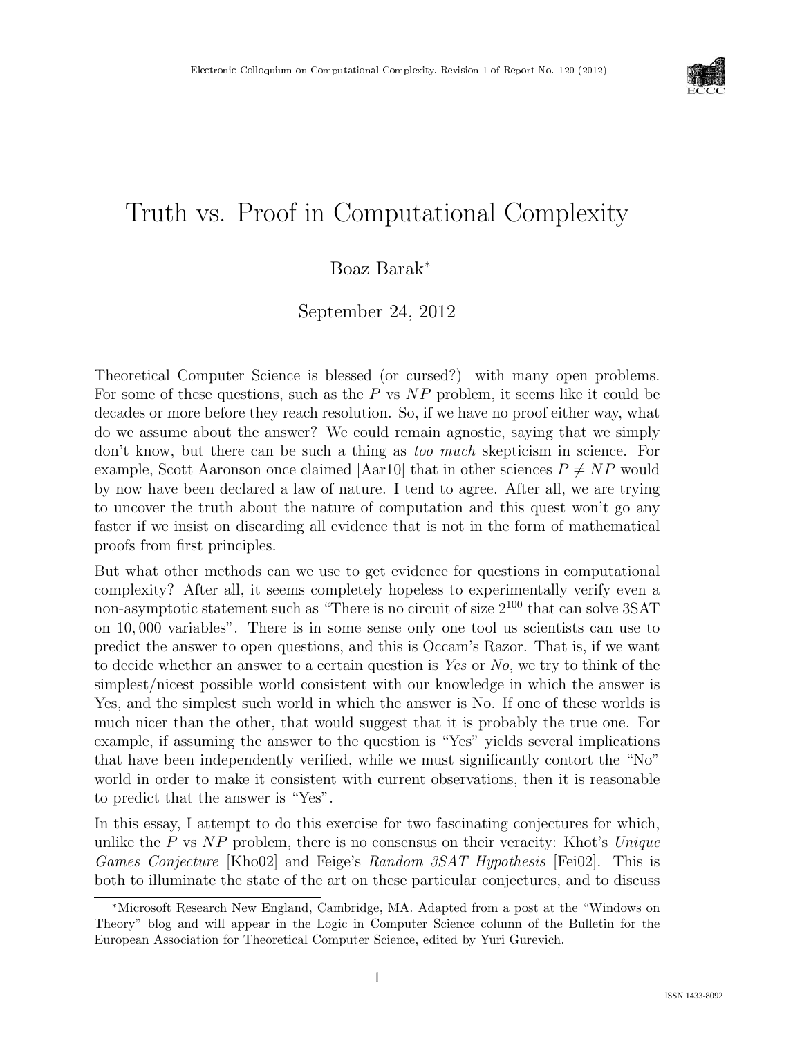# Truth vs. Proof in Computational Complexity

Boaz Barak*

September 24, 2012

Theoretical Computer Science is blessed (or cursed?) with many open problems. For some of these questions, such as the $P$ vs $NP$ problem, it seems like it could be decades or more before they reach resolution. So, if we have no proof either way, what do we assume about the answer? We could remain agnostic, saying that we simply don't know, but there can be such a thing as *too much* skepticism in science. For example, Scott Aaronson once claimed [Aar10] that in other sciences $P \neq NP$ would by now have been declared a law of nature. I tend to agree. After all, we are trying to uncover the truth about the nature of computation and this quest won't go any faster if we insist on discarding all evidence that is not in the form of mathematical proofs from first principles.

But what other methods can we use to get evidence for questions in computational complexity? After all, it seems completely hopeless to experimentally verify even a non-asymptotic statement such as "There is no circuit of size $2^{100}$ that can solve 3SAT on $10,000$ variables". There is in some sense only one tool us scientists can use to predict the answer to open questions, and this is Occam's Razor. That is, if we want to decide whether an answer to a certain question is *Yes* or *No*, we try to think of the simplest/nicest possible world consistent with our knowledge in which the answer is Yes, and the simplest such world in which the answer is No. If one of these worlds is much nicer than the other, that would suggest that it is probably the true one. For example, if assuming the answer to the question is "Yes" yields several implications that have been independently verified, while we must significantly contort the "No" world in order to make it consistent with current observations, then it is reasonable to predict that the answer is "Yes".

In this essay, I attempt to do this exercise for two fascinating conjectures for which, unlike the $P$ vs $NP$ problem, there is no consensus on their veracity: Khot's *Unique Games Conjecture* [Kho02] and Feige's *Random 3SAT Hypothesis* [Fei02]. This is both to illuminate the state of the art on these particular conjectures, and to discuss

---

*Microsoft Research New England, Cambridge, MA. Adapted from a post at the "Windows on Theory" blog and will appear in the Logic in Computer Science column of the Bulletin for the European Association for Theoretical Computer Science, edited by Yuri Gurevich.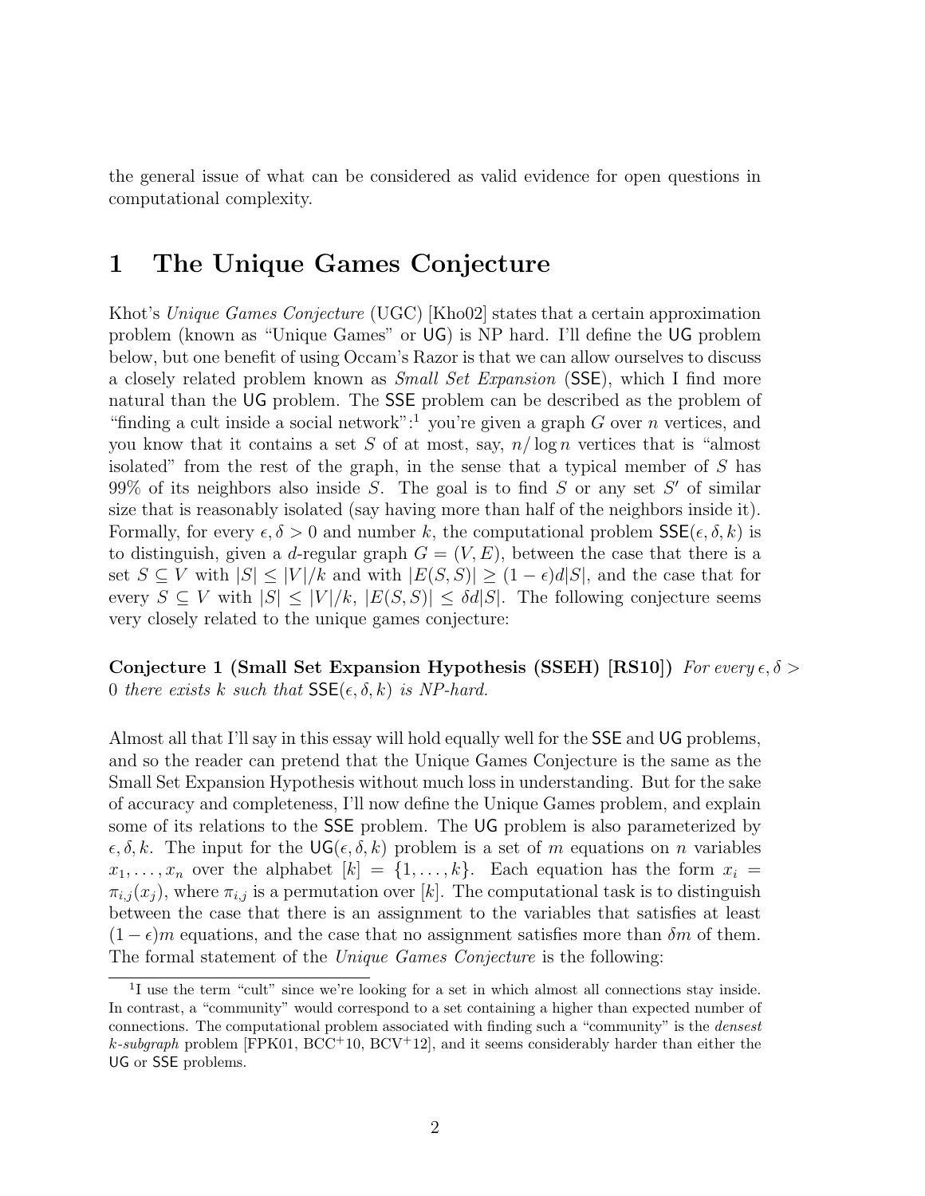the general issue of what can be considered as valid evidence for open questions in computational complexity.

# 1 The Unique Games Conjecture

Khot's *Unique Games Conjecture* (UGC) [Kho02] states that a certain approximation problem (known as "Unique Games" or UG) is NP hard. I'll define the UG problem below, but one benefit of using Occam's Razor is that we can allow ourselves to discuss a closely related problem known as *Small Set Expansion* (SSE), which I find more natural than the UG problem. The SSE problem can be described as the problem of "finding a cult inside a social network":[1] you're given a graph $G$ over $n$ vertices, and you know that it contains a set $S$ of at most, say, $n/\log n$ vertices that is "almost isolated" from the rest of the graph, in the sense that a typical member of $S$ has 99% of its neighbors also inside $S$. The goal is to find $S$ or any set $S'$ of similar size that is reasonably isolated (say having more than half of the neighbors inside it). Formally, for every $\epsilon, \delta > 0$ and number $k$, the computational problem $\mathsf{SSE}(\epsilon, \delta, k)$ is to distinguish, given a $d$-regular graph $G = (V, E)$, between the case that there is a set $S \subseteq V$ with $|S| \leq |V|/k$ and with $|E(S,S)| \geq (1-\epsilon)d|S|$, and the case that for every $S \subseteq V$ with $|S| \leq |V|/k$, $|E(S,S)| \leq \delta d |S|$. The following conjecture seems very closely related to the unique games conjecture:

**Conjecture 1 (Small Set Expansion Hypothesis (SSEH) [RS10])** *For every $\epsilon, \delta > 0$ there exists $k$ such that $\mathsf{SSE}(\epsilon, \delta, k)$ is NP-hard.*

Almost all that I'll say in this essay will hold equally well for the SSE and UG problems, and so the reader can pretend that the Unique Games Conjecture is the same as the Small Set Expansion Hypothesis without much loss in understanding. But for the sake of accuracy and completeness, I'll now define the Unique Games problem, and explain some of its relations to the SSE problem. The UG problem is also parameterized by $\epsilon, \delta, k$. The input for the $\mathsf{UG}(\epsilon, \delta, k)$ problem is a set of $m$ equations on $n$ variables $x_1, \ldots, x_n$ over the alphabet $[k] = \{1, \ldots, k\}$. Each equation has the form $x_i = \pi_{i,j}(x_j)$, where $\pi_{i,j}$ is a permutation over $[k]$. The computational task is to distinguish between the case that there is an assignment to the variables that satisfies at least $(1-\epsilon)m$ equations, and the case that no assignment satisfies more than $\delta m$ of them. The formal statement of the *Unique Games Conjecture* is the following:

[1] I use the term "cult" since we're looking for a set in which almost all connections stay inside. In contrast, a "community" would correspond to a set containing a higher than expected number of connections. The computational problem associated with finding such a "community" is the *densest $k$-subgraph* problem [FPK01, BCC+10, BCV+12], and it seems considerably harder than either the UG or SSE problems.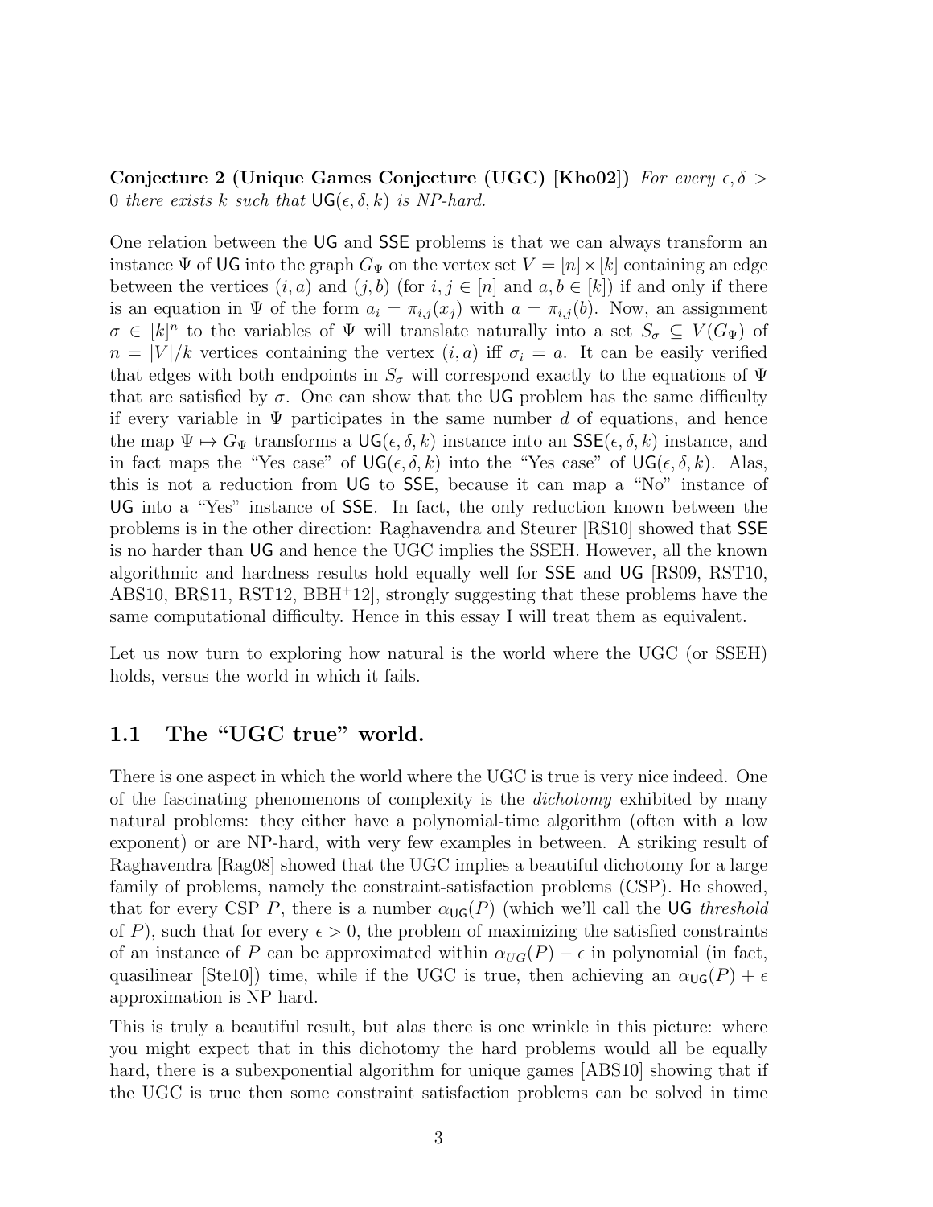**Conjecture 2 (Unique Games Conjecture (UGC) [Kho02])** *For every $\epsilon, \delta > 0$ there exists $k$ such that $\mathsf{UG}(\epsilon, \delta, k)$ is NP-hard.*

One relation between the UG and SSE problems is that we can always transform an instance $\Psi$ of UG into the graph $G_\Psi$ on the vertex set $V = [n] \times [k]$ containing an edge between the vertices $(i, a)$ and $(j, b)$ (for $i, j \in [n]$ and $a, b \in [k]$) if and only if there is an equation in $\Psi$ of the form $a_i = \pi_{i,j}(x_j)$ with $a = \pi_{i,j}(b)$. Now, an assignment $\sigma \in [k]^n$ to the variables of $\Psi$ will translate naturally into a set $S_\sigma \subseteq V(G_\Psi)$ of $n = |V|/k$ vertices containing the vertex $(i, a)$ iff $\sigma_i = a$. It can be easily verified that edges with both endpoints in $S_\sigma$ will correspond exactly to the equations of $\Psi$ that are satisfied by $\sigma$. One can show that the UG problem has the same difficulty if every variable in $\Psi$ participates in the same number $d$ of equations, and hence the map $\Psi \mapsto G_\Psi$ transforms a $\mathsf{UG}(\epsilon, \delta, k)$ instance into an $\mathsf{SSE}(\epsilon, \delta, k)$ instance, and in fact maps the "Yes case" of $\mathsf{UG}(\epsilon, \delta, k)$ into the "Yes case" of $\mathsf{UG}(\epsilon, \delta, k)$. Alas, this is not a reduction from UG to SSE, because it can map a "No" instance of UG into a "Yes" instance of SSE. In fact, the only reduction known between the problems is in the other direction: Raghavendra and Steurer [RS10] showed that SSE is no harder than UG and hence the UGC implies the SSEH. However, all the known algorithmic and hardness results hold equally well for SSE and UG [RS09, RST10, ABS10, BRS11, RST12, BBH+12], strongly suggesting that these problems have the same computational difficulty. Hence in this essay I will treat them as equivalent.

Let us now turn to exploring how natural is the world where the UGC (or SSEH) holds, versus the world in which it fails.

## 1.1 The "UGC true" world.

There is one aspect in which the world where the UGC is true is very nice indeed. One of the fascinating phenomenons of complexity is the *dichotomy* exhibited by many natural problems: they either have a polynomial-time algorithm (often with a low exponent) or are NP-hard, with very few examples in between. A striking result of Raghavendra [Rag08] showed that the UGC implies a beautiful dichotomy for a large family of problems, namely the constraint-satisfaction problems (CSP). He showed, that for every CSP $P$, there is a number $\alpha_{\mathsf{UG}}(P)$ (which we'll call the UG *threshold* of $P$), such that for every $\epsilon > 0$, the problem of maximizing the satisfied constraints of an instance of $P$ can be approximated within $\alpha_{UG}(P) - \epsilon$ in polynomial (in fact, quasilinear [Ste10]) time, while if the UGC is true, then achieving an $\alpha_{\mathsf{UG}}(P) + \epsilon$ approximation is NP hard.

This is truly a beautiful result, but alas there is one wrinkle in this picture: where you might expect that in this dichotomy the hard problems would all be equally hard, there is a subexponential algorithm for unique games [ABS10] showing that if the UGC is true then some constraint satisfaction problems can be solved in time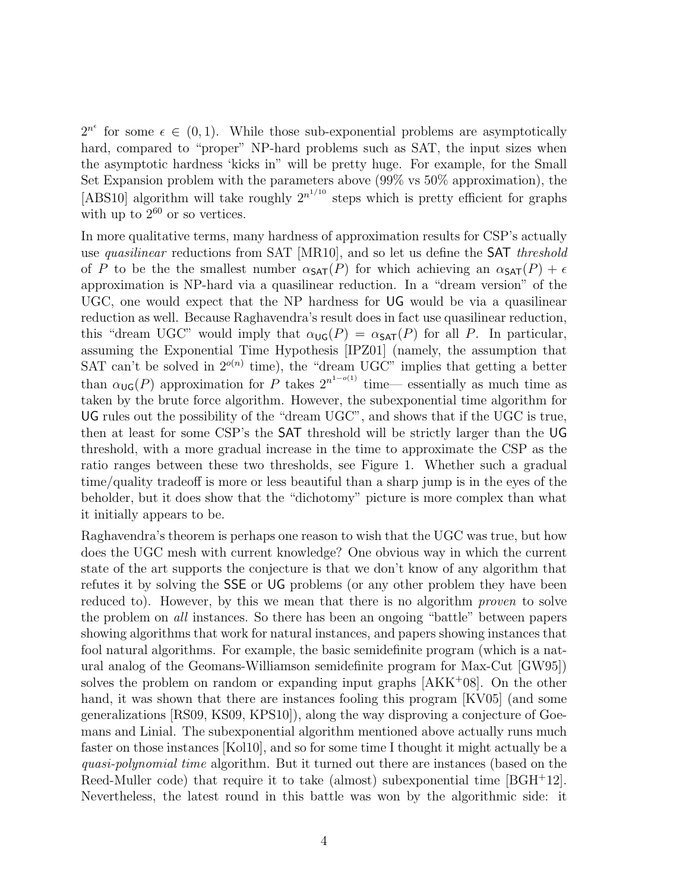$2^{n^\epsilon}$ for some $\epsilon \in (0, 1)$. While those sub-exponential problems are asymptotically hard, compared to "proper" NP-hard problems such as SAT, the input sizes when the asymptotic hardness 'kicks in" will be pretty huge. For example, for the Small Set Expansion problem with the parameters above (99% vs 50% approximation), the [ABS10] algorithm will take roughly $2^{n^{1/10}}$ steps which is pretty efficient for graphs with up to $2^{60}$ or so vertices.

In more qualitative terms, many hardness of approximation results for CSP's actually use *quasilinear* reductions from SAT [MR10], and so let us define the SAT *threshold* of $P$ to be the the smallest number $\alpha_{\mathsf{SAT}}(P)$ for which achieving an $\alpha_{\mathsf{SAT}}(P) + \epsilon$ approximation is NP-hard via a quasilinear reduction. In a "dream version" of the UGC, one would expect that the NP hardness for UG would be via a quasilinear reduction as well. Because Raghavendra's result does in fact use quasilinear reduction, this "dream UGC" would imply that $\alpha_{\mathsf{UG}}(P) = \alpha_{\mathsf{SAT}}(P)$ for all $P$. In particular, assuming the Exponential Time Hypothesis [IPZ01] (namely, the assumption that SAT can't be solved in $2^{o(n)}$ time), the "dream UGC" implies that getting a better than $\alpha_{\mathsf{UG}}(P)$ approximation for $P$ takes $2^{n^{1-o(1)}}$ time— essentially as much time as taken by the brute force algorithm. However, the subexponential time algorithm for UG rules out the possibility of the "dream UGC", and shows that if the UGC is true, then at least for some CSP's the SAT threshold will be strictly larger than the UG threshold, with a more gradual increase in the time to approximate the CSP as the ratio ranges between these two thresholds, see Figure 1. Whether such a gradual time/quality tradeoff is more or less beautiful than a sharp jump is in the eyes of the beholder, but it does show that the "dichotomy" picture is more complex than what it initially appears to be.

Raghavendra's theorem is perhaps one reason to wish that the UGC was true, but how does the UGC mesh with current knowledge? One obvious way in which the current state of the art supports the conjecture is that we don't know of any algorithm that refutes it by solving the SSE or UG problems (or any other problem they have been reduced to). However, by this we mean that there is no algorithm *proven* to solve the problem on *all* instances. So there has been an ongoing "battle" between papers showing algorithms that work for natural instances, and papers showing instances that fool natural algorithms. For example, the basic semidefinite program (which is a natural analog of the Geomans-Williamson semidefinite program for Max-Cut [GW95]) solves the problem on random or expanding input graphs [AKK+08]. On the other hand, it was shown that there are instances fooling this program [KV05] (and some generalizations [RS09, KS09, KPS10]), along the way disproving a conjecture of Goemans and Linial. The subexponential algorithm mentioned above actually runs much faster on those instances [Kol10], and so for some time I thought it might actually be a *quasi-polynomial time* algorithm. But it turned out there are instances (based on the Reed-Muller code) that require it to take (almost) subexponential time [BGH+12]. Nevertheless, the latest round in this battle was won by the algorithmic side: it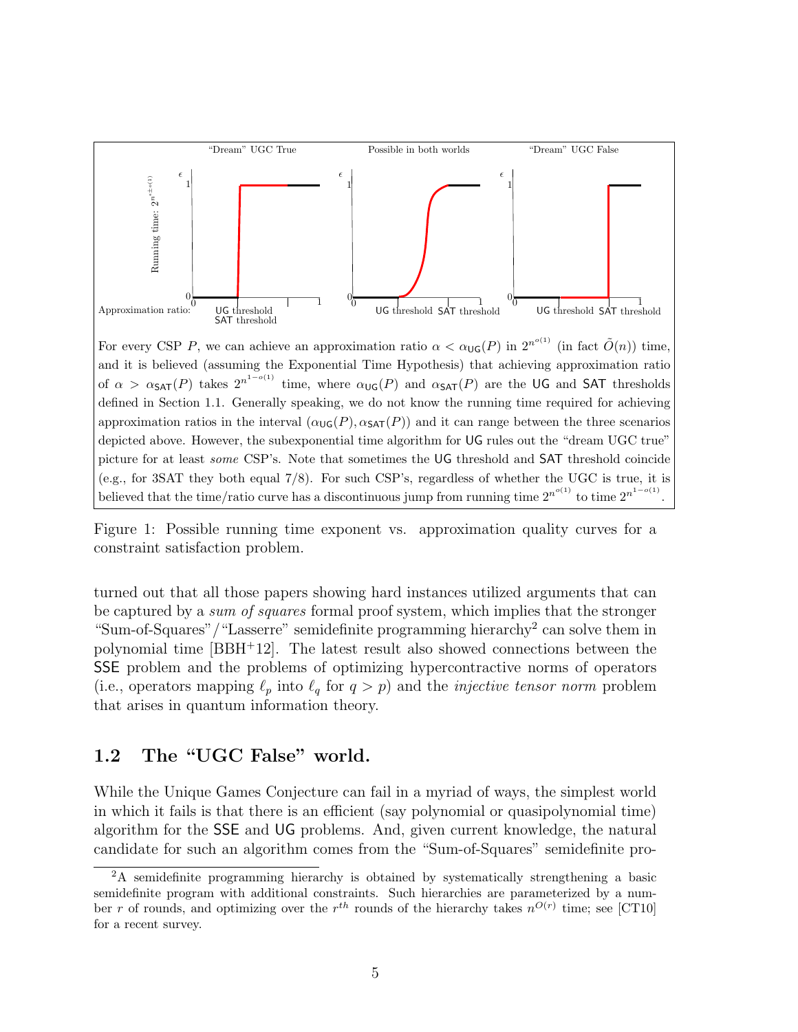"Dream" UGC True — Possible in both worlds — "Dream" UGC False

Running time: $2^{n^{\pm o(1)}}$ (axis $\epsilon$, from 0 to 1); Approximation ratio: 0 to 1, with marks at UG threshold and SAT threshold.

For every CSP $P$, we can achieve an approximation ratio $\alpha < \alpha_{\mathsf{UG}}(P)$ in $2^{n^{o(1)}}$ (in fact $\tilde{O}(n)$) time, and it is believed (assuming the Exponential Time Hypothesis) that achieving approximation ratio of $\alpha > \alpha_{\mathsf{SAT}}(P)$ takes $2^{n^{1-o(1)}}$ time, where $\alpha_{\mathsf{UG}}(P)$ and $\alpha_{\mathsf{SAT}}(P)$ are the UG and SAT thresholds defined in Section 1.1. Generally speaking, we do not know the running time required for achieving approximation ratios in the interval $(\alpha_{\mathsf{UG}}(P), \alpha_{\mathsf{SAT}}(P))$ and it can range between the three scenarios depicted above. However, the subexponential time algorithm for UG rules out the "dream UGC true" picture for at least *some* CSP's. Note that sometimes the UG threshold and SAT threshold coincide (e.g., for 3SAT they both equal 7/8). For such CSP's, regardless of whether the UGC is true, it is believed that the time/ratio curve has a discontinuous jump from running time $2^{n^{o(1)}}$ to time $2^{n^{1-o(1)}}$.

Figure 1: Possible running time exponent vs. approximation quality curves for a constraint satisfaction problem.

turned out that all those papers showing hard instances utilized arguments that can be captured by a *sum of squares* formal proof system, which implies that the stronger "Sum-of-Squares"/"Lasserre" semidefinite programming hierarchy[2] can solve them in polynomial time [BBH+12]. The latest result also showed connections between the SSE problem and the problems of optimizing hypercontractive norms of operators (i.e., operators mapping $\ell_p$ into $\ell_q$ for $q > p$) and the *injective tensor norm* problem that arises in quantum information theory.

## 1.2 The "UGC False" world.

While the Unique Games Conjecture can fail in a myriad of ways, the simplest world in which it fails is that there is an efficient (say polynomial or quasipolynomial time) algorithm for the SSE and UG problems. And, given current knowledge, the natural candidate for such an algorithm comes from the "Sum-of-Squares" semidefinite pro-

[2] A semidefinite programming hierarchy is obtained by systematically strengthening a basic semidefinite program with additional constraints. Such hierarchies are parameterized by a number $r$ of rounds, and optimizing over the $r^{th}$ rounds of the hierarchy takes $n^{O(r)}$ time; see [CT10] for a recent survey.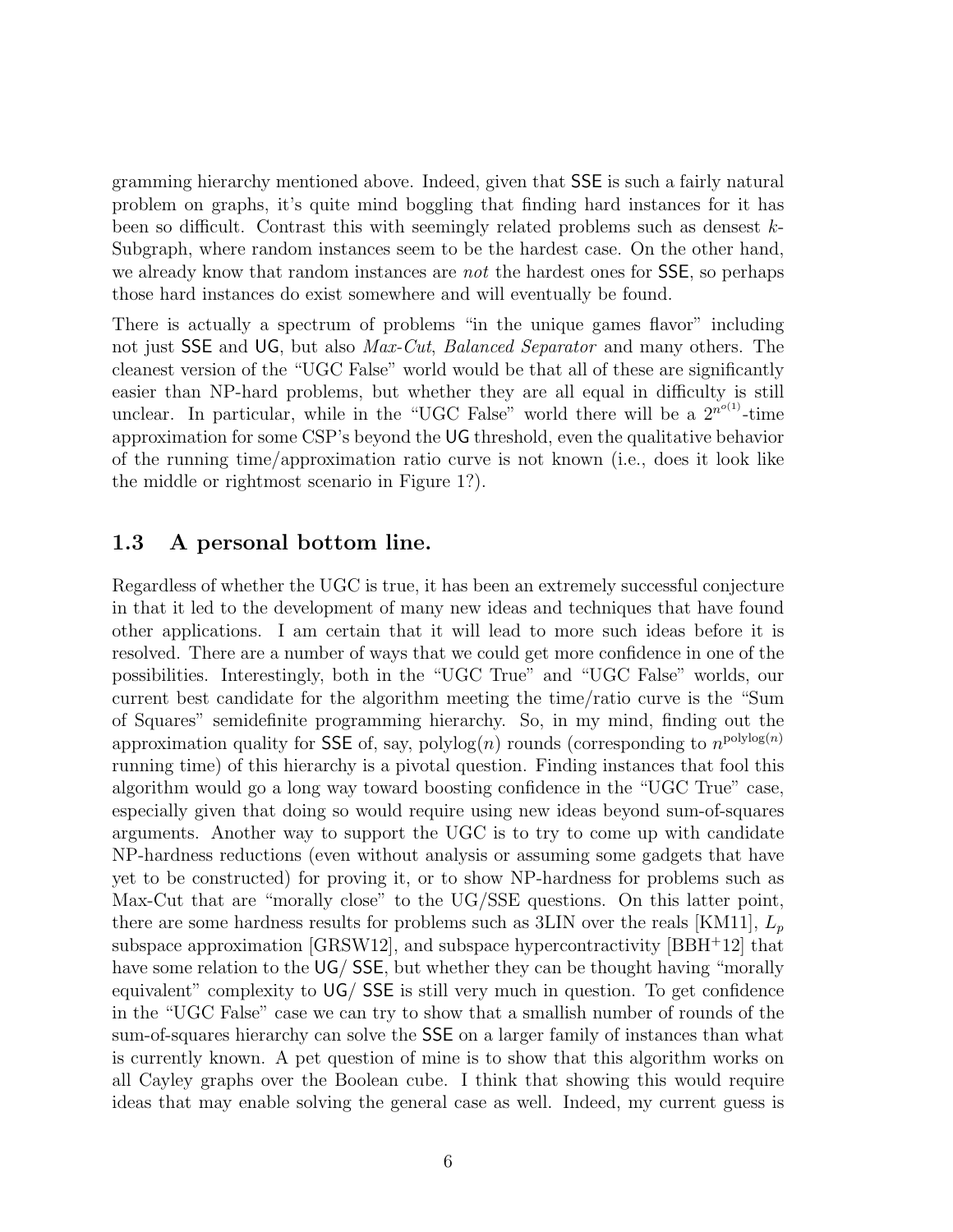gramming hierarchy mentioned above. Indeed, given that SSE is such a fairly natural problem on graphs, it's quite mind boggling that finding hard instances for it has been so difficult. Contrast this with seemingly related problems such as densest $k$-Subgraph, where random instances seem to be the hardest case. On the other hand, we already know that random instances are *not* the hardest ones for SSE, so perhaps those hard instances do exist somewhere and will eventually be found.

There is actually a spectrum of problems "in the unique games flavor" including not just SSE and UG, but also *Max-Cut*, *Balanced Separator* and many others. The cleanest version of the "UGC False" world would be that all of these are significantly easier than NP-hard problems, but whether they are all equal in difficulty is still unclear. In particular, while in the "UGC False" world there will be a $2^{n^{o(1)}}$-time approximation for some CSP's beyond the UG threshold, even the qualitative behavior of the running time/approximation ratio curve is not known (i.e., does it look like the middle or rightmost scenario in Figure 1?).

## 1.3 A personal bottom line.

Regardless of whether the UGC is true, it has been an extremely successful conjecture in that it led to the development of many new ideas and techniques that have found other applications. I am certain that it will lead to more such ideas before it is resolved. There are a number of ways that we could get more confidence in one of the possibilities. Interestingly, both in the "UGC True" and "UGC False" worlds, our current best candidate for the algorithm meeting the time/ratio curve is the "Sum of Squares" semidefinite programming hierarchy. So, in my mind, finding out the approximation quality for SSE of, say, $\text{polylog}(n)$ rounds (corresponding to $n^{\text{polylog}(n)}$ running time) of this hierarchy is a pivotal question. Finding instances that fool this algorithm would go a long way toward boosting confidence in the "UGC True" case, especially given that doing so would require using new ideas beyond sum-of-squares arguments. Another way to support the UGC is to try to come up with candidate NP-hardness reductions (even without analysis or assuming some gadgets that have yet to be constructed) for proving it, or to show NP-hardness for problems such as Max-Cut that are "morally close" to the UG/SSE questions. On this latter point, there are some hardness results for problems such as 3LIN over the reals [KM11], $L_p$ subspace approximation [GRSW12], and subspace hypercontractivity [BBH+12] that have some relation to the UG/ SSE, but whether they can be thought having "morally equivalent" complexity to UG/ SSE is still very much in question. To get confidence in the "UGC False" case we can try to show that a smallish number of rounds of the sum-of-squares hierarchy can solve the SSE on a larger family of instances than what is currently known. A pet question of mine is to show that this algorithm works on all Cayley graphs over the Boolean cube. I think that showing this would require ideas that may enable solving the general case as well. Indeed, my current guess is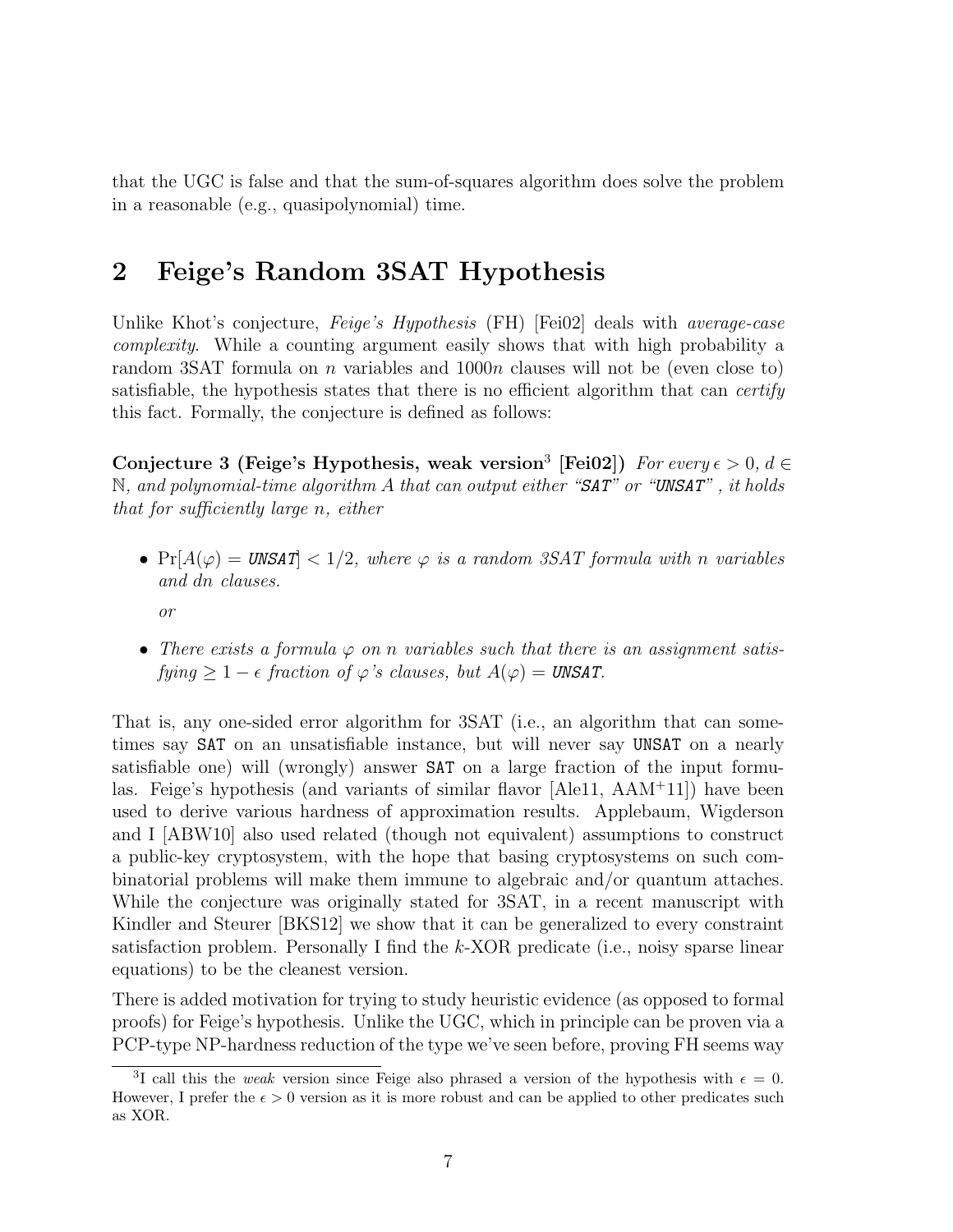that the UGC is false and that the sum-of-squares algorithm does solve the problem in a reasonable (e.g., quasipolynomial) time.

## 2 Feige's Random 3SAT Hypothesis

Unlike Khot's conjecture, *Feige's Hypothesis* (FH) [Fei02] deals with *average-case complexity*. While a counting argument easily shows that with high probability a random 3SAT formula on $n$ variables and $1000n$ clauses will not be (even close to) satisfiable, the hypothesis states that there is no efficient algorithm that can *certify* this fact. Formally, the conjecture is defined as follows:

**Conjecture 3 (Feige's Hypothesis, weak version[3] [Fei02])** *For every $\epsilon > 0$, $d \in \mathbb{N}$, and polynomial-time algorithm $A$ that can output either "`SAT`" or "`UNSAT`", it holds that for sufficiently large $n$, either*

- $\Pr[A(\varphi) = \texttt{UNSAT}] < 1/2$*, where $\varphi$ is a random 3SAT formula with $n$ variables and $dn$ clauses.*

  *or*

- *There exists a formula $\varphi$ on $n$ variables such that there is an assignment satisfying $\geq 1 - \epsilon$ fraction of $\varphi$'s clauses, but $A(\varphi) = \texttt{UNSAT}$.*

That is, any one-sided error algorithm for 3SAT (i.e., an algorithm that can sometimes say `SAT` on an unsatisfiable instance, but will never say `UNSAT` on a nearly satisfiable one) will (wrongly) answer `SAT` on a large fraction of the input formulas. Feige's hypothesis (and variants of similar flavor [Ale11, AAM+11]) have been used to derive various hardness of approximation results. Applebaum, Wigderson and I [ABW10] also used related (though not equivalent) assumptions to construct a public-key cryptosystem, with the hope that basing cryptosystems on such combinatorial problems will make them immune to algebraic and/or quantum attaches. While the conjecture was originally stated for 3SAT, in a recent manuscript with Kindler and Steurer [BKS12] we show that it can be generalized to every constraint satisfaction problem. Personally I find the $k$-XOR predicate (i.e., noisy sparse linear equations) to be the cleanest version.

There is added motivation for trying to study heuristic evidence (as opposed to formal proofs) for Feige's hypothesis. Unlike the UGC, which in principle can be proven via a PCP-type NP-hardness reduction of the type we've seen before, proving FH seems way

[3] I call this the *weak* version since Feige also phrased a version of the hypothesis with $\epsilon = 0$. However, I prefer the $\epsilon > 0$ version as it is more robust and can be applied to other predicates such as XOR.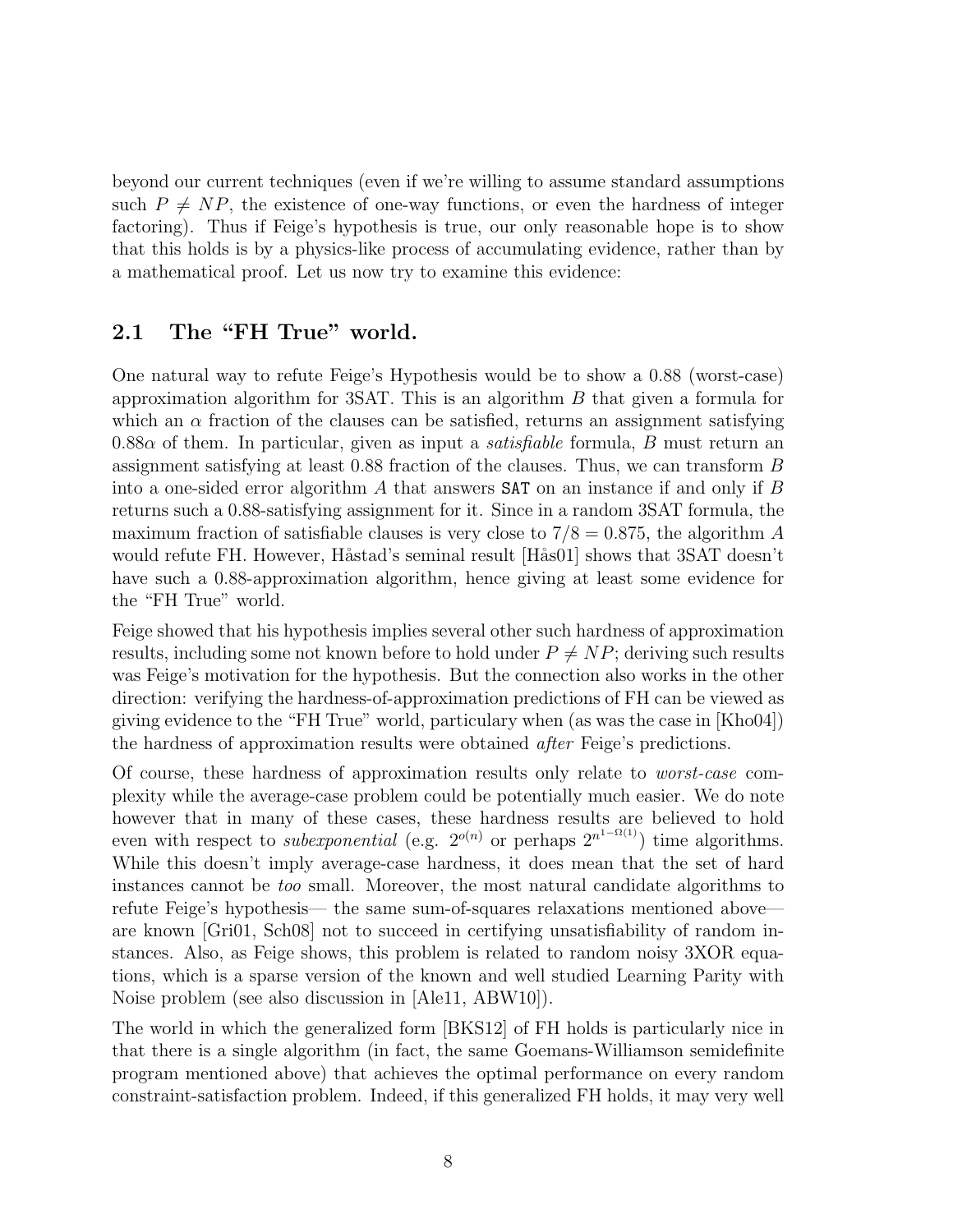beyond our current techniques (even if we're willing to assume standard assumptions such $P \neq NP$, the existence of one-way functions, or even the hardness of integer factoring). Thus if Feige's hypothesis is true, our only reasonable hope is to show that this holds is by a physics-like process of accumulating evidence, rather than by a mathematical proof. Let us now try to examine this evidence:

## 2.1 The "FH True" world.

One natural way to refute Feige's Hypothesis would be to show a 0.88 (worst-case) approximation algorithm for 3SAT. This is an algorithm $B$ that given a formula for which an $\alpha$ fraction of the clauses can be satisfied, returns an assignment satisfying $0.88\alpha$ of them. In particular, given as input a *satisfiable* formula, $B$ must return an assignment satisfying at least 0.88 fraction of the clauses. Thus, we can transform $B$ into a one-sided error algorithm $A$ that answers `SAT` on an instance if and only if $B$ returns such a 0.88-satisfying assignment for it. Since in a random 3SAT formula, the maximum fraction of satisfiable clauses is very close to $7/8 = 0.875$, the algorithm $A$ would refute FH. However, Håstad's seminal result [Hås01] shows that 3SAT doesn't have such a 0.88-approximation algorithm, hence giving at least some evidence for the "FH True" world.

Feige showed that his hypothesis implies several other such hardness of approximation results, including some not known before to hold under $P \neq NP$; deriving such results was Feige's motivation for the hypothesis. But the connection also works in the other direction: verifying the hardness-of-approximation predictions of FH can be viewed as giving evidence to the "FH True" world, particulary when (as was the case in [Kho04]) the hardness of approximation results were obtained *after* Feige's predictions.

Of course, these hardness of approximation results only relate to *worst-case* complexity while the average-case problem could be potentially much easier. We do note however that in many of these cases, these hardness results are believed to hold even with respect to *subexponential* (e.g. $2^{o(n)}$ or perhaps $2^{n^{1-\Omega(1)}}$) time algorithms. While this doesn't imply average-case hardness, it does mean that the set of hard instances cannot be *too* small. Moreover, the most natural candidate algorithms to refute Feige's hypothesis— the same sum-of-squares relaxations mentioned above— are known [Gri01, Sch08] not to succeed in certifying unsatisfiability of random instances. Also, as Feige shows, this problem is related to random noisy 3XOR equations, which is a sparse version of the known and well studied Learning Parity with Noise problem (see also discussion in [Ale11, ABW10]).

The world in which the generalized form [BKS12] of FH holds is particularly nice in that there is a single algorithm (in fact, the same Goemans-Williamson semidefinite program mentioned above) that achieves the optimal performance on every random constraint-satisfaction problem. Indeed, if this generalized FH holds, it may very well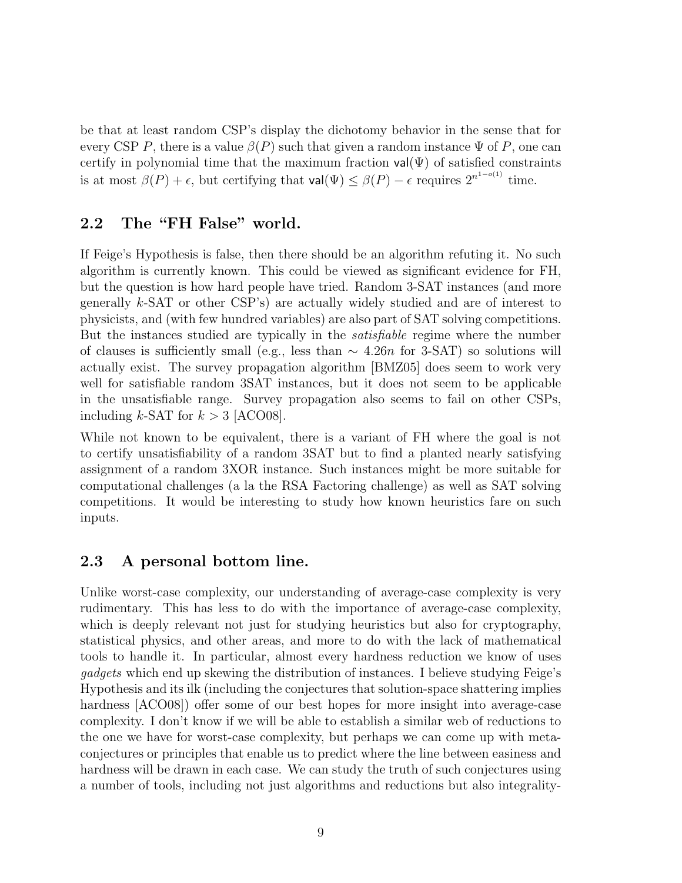be that at least random CSP's display the dichotomy behavior in the sense that for every CSP $P$, there is a value $\beta(P)$ such that given a random instance $\Psi$ of $P$, one can certify in polynomial time that the maximum fraction $\mathsf{val}(\Psi)$ of satisfied constraints is at most $\beta(P) + \epsilon$, but certifying that $\mathsf{val}(\Psi) \leq \beta(P) - \epsilon$ requires $2^{n^{1-o(1)}}$ time.

## 2.2 The "FH False" world.

If Feige's Hypothesis is false, then there should be an algorithm refuting it. No such algorithm is currently known. This could be viewed as significant evidence for FH, but the question is how hard people have tried. Random 3-SAT instances (and more generally $k$-SAT or other CSP's) are actually widely studied and are of interest to physicists, and (with few hundred variables) are also part of SAT solving competitions. But the instances studied are typically in the *satisfiable* regime where the number of clauses is sufficiently small (e.g., less than $\sim 4.26n$ for 3-SAT) so solutions will actually exist. The survey propagation algorithm [BMZ05] does seem to work very well for satisfiable random 3SAT instances, but it does not seem to be applicable in the unsatisfiable range. Survey propagation also seems to fail on other CSPs, including $k$-SAT for $k > 3$ [ACO08].

While not known to be equivalent, there is a variant of FH where the goal is not to certify unsatisfiability of a random 3SAT but to find a planted nearly satisfying assignment of a random 3XOR instance. Such instances might be more suitable for computational challenges (a la the RSA Factoring challenge) as well as SAT solving competitions. It would be interesting to study how known heuristics fare on such inputs.

## 2.3 A personal bottom line.

Unlike worst-case complexity, our understanding of average-case complexity is very rudimentary. This has less to do with the importance of average-case complexity, which is deeply relevant not just for studying heuristics but also for cryptography, statistical physics, and other areas, and more to do with the lack of mathematical tools to handle it. In particular, almost every hardness reduction we know of uses *gadgets* which end up skewing the distribution of instances. I believe studying Feige's Hypothesis and its ilk (including the conjectures that solution-space shattering implies hardness [ACO08]) offer some of our best hopes for more insight into average-case complexity. I don't know if we will be able to establish a similar web of reductions to the one we have for worst-case complexity, but perhaps we can come up with meta-conjectures or principles that enable us to predict where the line between easiness and hardness will be drawn in each case. We can study the truth of such conjectures using a number of tools, including not just algorithms and reductions but also integrality-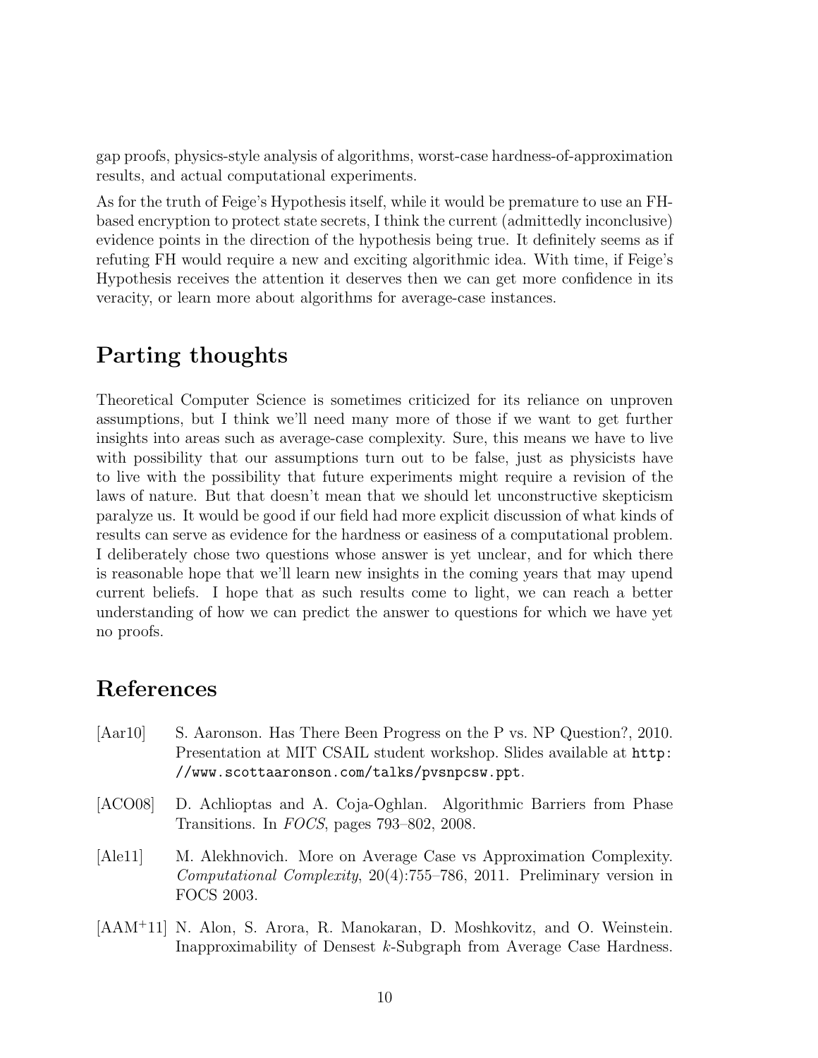gap proofs, physics-style analysis of algorithms, worst-case hardness-of-approximation results, and actual computational experiments.

As for the truth of Feige's Hypothesis itself, while it would be premature to use an FH-based encryption to protect state secrets, I think the current (admittedly inconclusive) evidence points in the direction of the hypothesis being true. It definitely seems as if refuting FH would require a new and exciting algorithmic idea. With time, if Feige's Hypothesis receives the attention it deserves then we can get more confidence in its veracity, or learn more about algorithms for average-case instances.

## Parting thoughts

Theoretical Computer Science is sometimes criticized for its reliance on unproven assumptions, but I think we'll need many more of those if we want to get further insights into areas such as average-case complexity. Sure, this means we have to live with possibility that our assumptions turn out to be false, just as physicists have to live with the possibility that future experiments might require a revision of the laws of nature. But that doesn't mean that we should let unconstructive skepticism paralyze us. It would be good if our field had more explicit discussion of what kinds of results can serve as evidence for the hardness or easiness of a computational problem. I deliberately chose two questions whose answer is yet unclear, and for which there is reasonable hope that we'll learn new insights in the coming years that may upend current beliefs. I hope that as such results come to light, we can reach a better understanding of how we can predict the answer to questions for which we have yet no proofs.

## References

[Aar10] S. Aaronson. Has There Been Progress on the P vs. NP Question?, 2010. Presentation at MIT CSAIL student workshop. Slides available at `http://www.scottaaronson.com/talks/pvsnpcsw.ppt`.

[ACO08] D. Achlioptas and A. Coja-Oghlan. Algorithmic Barriers from Phase Transitions. In *FOCS*, pages 793–802, 2008.

[Ale11] M. Alekhnovich. More on Average Case vs Approximation Complexity. *Computational Complexity*, 20(4):755–786, 2011. Preliminary version in FOCS 2003.

[AAM+11] N. Alon, S. Arora, R. Manokaran, D. Moshkovitz, and O. Weinstein. Inapproximability of Densest $k$-Subgraph from Average Case Hardness.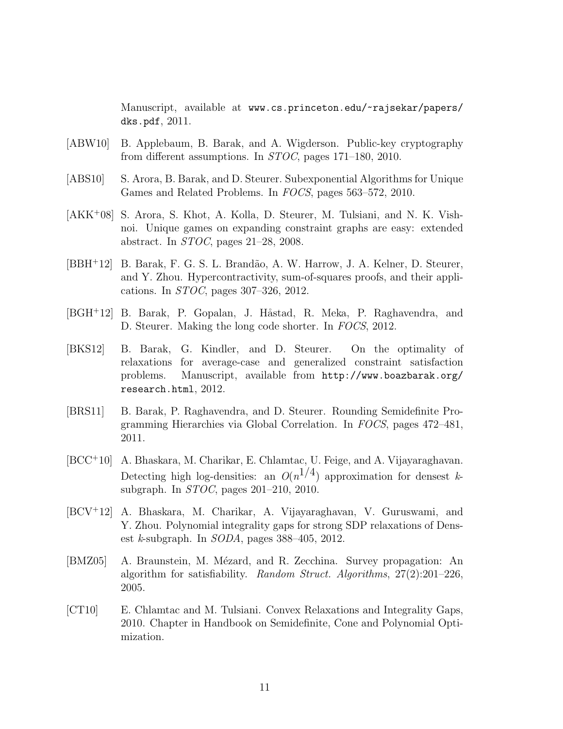Manuscript, available at `www.cs.princeton.edu/~rajsekar/papers/dks.pdf`, 2011.

- [ABW10] B. Applebaum, B. Barak, and A. Wigderson. Public-key cryptography from different assumptions. In *STOC*, pages 171–180, 2010.

- [ABS10] S. Arora, B. Barak, and D. Steurer. Subexponential Algorithms for Unique Games and Related Problems. In *FOCS*, pages 563–572, 2010.

- [AKK+08] S. Arora, S. Khot, A. Kolla, D. Steurer, M. Tulsiani, and N. K. Vishnoi. Unique games on expanding constraint graphs are easy: extended abstract. In *STOC*, pages 21–28, 2008.

- [BBH+12] B. Barak, F. G. S. L. Brandão, A. W. Harrow, J. A. Kelner, D. Steurer, and Y. Zhou. Hypercontractivity, sum-of-squares proofs, and their applications. In *STOC*, pages 307–326, 2012.

- [BGH+12] B. Barak, P. Gopalan, J. Håstad, R. Meka, P. Raghavendra, and D. Steurer. Making the long code shorter. In *FOCS*, 2012.

- [BKS12] B. Barak, G. Kindler, and D. Steurer. On the optimality of relaxations for average-case and generalized constraint satisfaction problems. Manuscript, available from `http://www.boazbarak.org/research.html`, 2012.

- [BRS11] B. Barak, P. Raghavendra, and D. Steurer. Rounding Semidefinite Programming Hierarchies via Global Correlation. In *FOCS*, pages 472–481, 2011.

- [BCC+10] A. Bhaskara, M. Charikar, E. Chlamtac, U. Feige, and A. Vijayaraghavan. Detecting high log-densities: an $O(n^{1/4})$ approximation for densest $k$-subgraph. In *STOC*, pages 201–210, 2010.

- [BCV+12] A. Bhaskara, M. Charikar, A. Vijayaraghavan, V. Guruswami, and Y. Zhou. Polynomial integrality gaps for strong SDP relaxations of Densest $k$-subgraph. In *SODA*, pages 388–405, 2012.

- [BMZ05] A. Braunstein, M. Mézard, and R. Zecchina. Survey propagation: An algorithm for satisfiability. *Random Struct. Algorithms*, 27(2):201–226, 2005.

- [CT10] E. Chlamtac and M. Tulsiani. Convex Relaxations and Integrality Gaps, 2010. Chapter in Handbook on Semidefinite, Cone and Polynomial Optimization.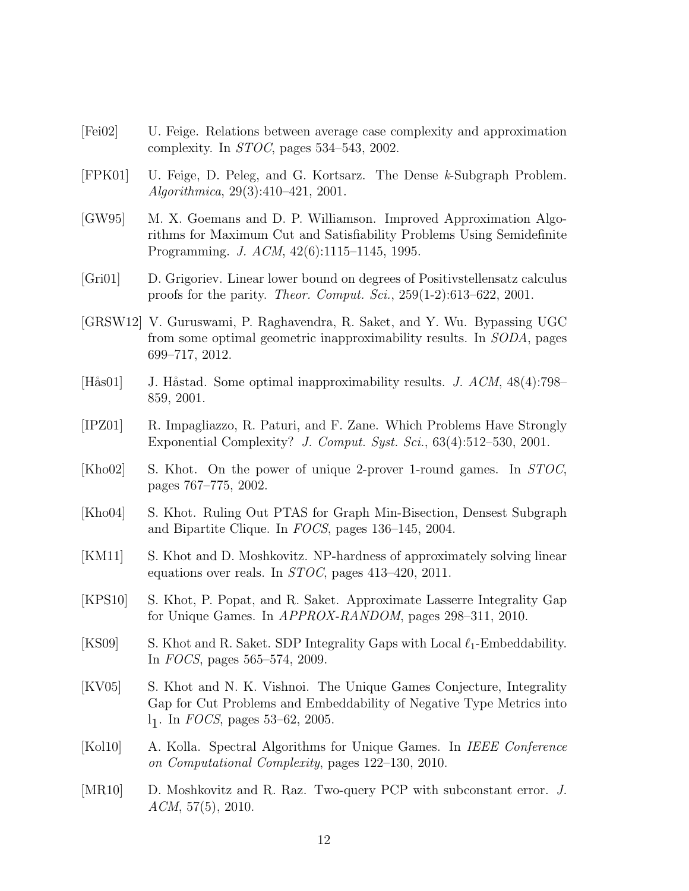[Fei02] U. Feige. Relations between average case complexity and approximation complexity. In *STOC*, pages 534–543, 2002.

[FPK01] U. Feige, D. Peleg, and G. Kortsarz. The Dense $k$-Subgraph Problem. *Algorithmica*, 29(3):410–421, 2001.

[GW95] M. X. Goemans and D. P. Williamson. Improved Approximation Algorithms for Maximum Cut and Satisfiability Problems Using Semidefinite Programming. *J. ACM*, 42(6):1115–1145, 1995.

[Gri01] D. Grigoriev. Linear lower bound on degrees of Positivstellensatz calculus proofs for the parity. *Theor. Comput. Sci.*, 259(1-2):613–622, 2001.

[GRSW12] V. Guruswami, P. Raghavendra, R. Saket, and Y. Wu. Bypassing UGC from some optimal geometric inapproximability results. In *SODA*, pages 699–717, 2012.

[Hås01] J. Håstad. Some optimal inapproximability results. *J. ACM*, 48(4):798–859, 2001.

[IPZ01] R. Impagliazzo, R. Paturi, and F. Zane. Which Problems Have Strongly Exponential Complexity? *J. Comput. Syst. Sci.*, 63(4):512–530, 2001.

[Kho02] S. Khot. On the power of unique 2-prover 1-round games. In *STOC*, pages 767–775, 2002.

[Kho04] S. Khot. Ruling Out PTAS for Graph Min-Bisection, Densest Subgraph and Bipartite Clique. In *FOCS*, pages 136–145, 2004.

[KM11] S. Khot and D. Moshkovitz. NP-hardness of approximately solving linear equations over reals. In *STOC*, pages 413–420, 2011.

[KPS10] S. Khot, P. Popat, and R. Saket. Approximate Lasserre Integrality Gap for Unique Games. In *APPROX-RANDOM*, pages 298–311, 2010.

[KS09] S. Khot and R. Saket. SDP Integrality Gaps with Local $\ell_1$-Embeddability. In *FOCS*, pages 565–574, 2009.

[KV05] S. Khot and N. K. Vishnoi. The Unique Games Conjecture, Integrality Gap for Cut Problems and Embeddability of Negative Type Metrics into $l_1$. In *FOCS*, pages 53–62, 2005.

[Kol10] A. Kolla. Spectral Algorithms for Unique Games. In *IEEE Conference on Computational Complexity*, pages 122–130, 2010.

[MR10] D. Moshkovitz and R. Raz. Two-query PCP with subconstant error. *J. ACM*, 57(5), 2010.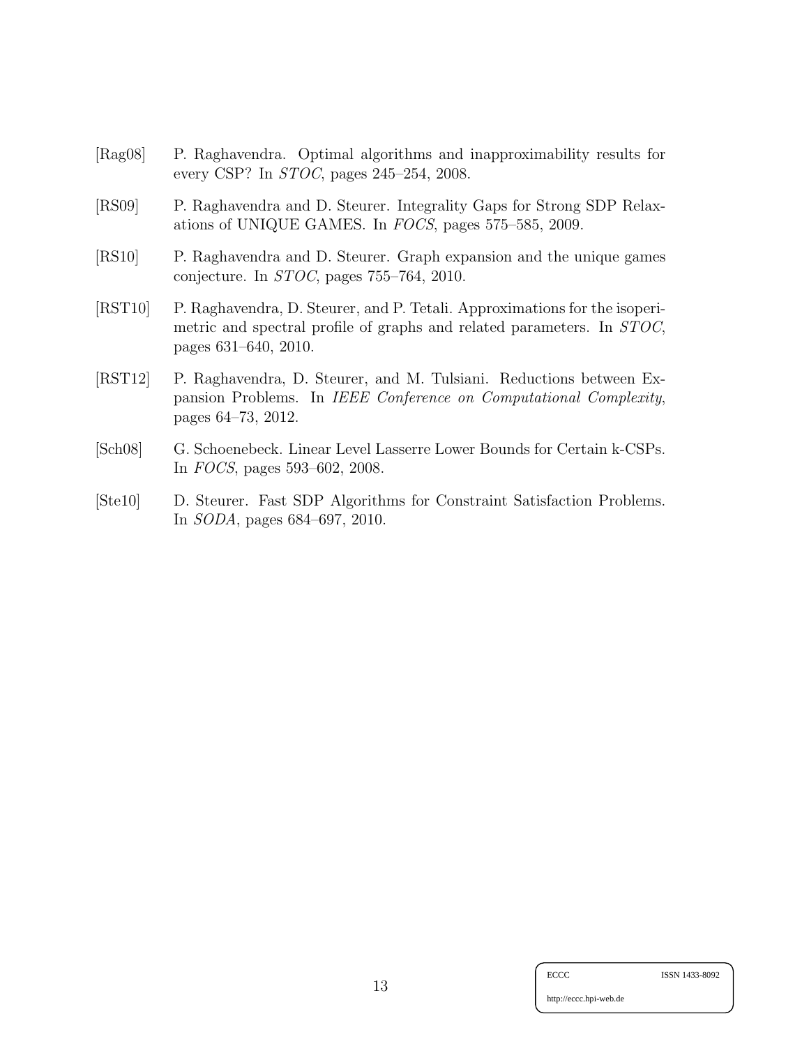[Rag08] P. Raghavendra. Optimal algorithms and inapproximability results for every CSP? In *STOC*, pages 245–254, 2008.

[RS09] P. Raghavendra and D. Steurer. Integrality Gaps for Strong SDP Relaxations of UNIQUE GAMES. In *FOCS*, pages 575–585, 2009.

[RS10] P. Raghavendra and D. Steurer. Graph expansion and the unique games conjecture. In *STOC*, pages 755–764, 2010.

[RST10] P. Raghavendra, D. Steurer, and P. Tetali. Approximations for the isoperimetric and spectral profile of graphs and related parameters. In *STOC*, pages 631–640, 2010.

[RST12] P. Raghavendra, D. Steurer, and M. Tulsiani. Reductions between Expansion Problems. In *IEEE Conference on Computational Complexity*, pages 64–73, 2012.

[Sch08] G. Schoenebeck. Linear Level Lasserre Lower Bounds for Certain k-CSPs. In *FOCS*, pages 593–602, 2008.

[Ste10] D. Steurer. Fast SDP Algorithms for Constraint Satisfaction Problems. In *SODA*, pages 684–697, 2010.

ECCC ISSN 1433-8092

http://eccc.hpi-web.de